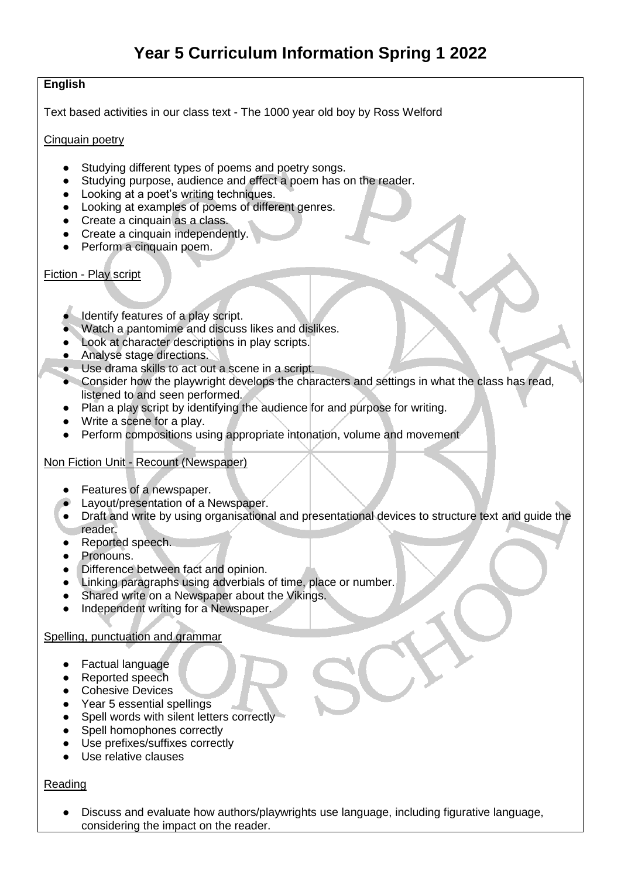# Year 5 Curriculum Information Spring 1 2022

**English**

Text based activities in our class text - The 1000 year old boy by Ross Welford

Cinquain poetry

- Studying different types of poems and poetry songs.
- Studying purpose, audience and effect a poem has on the reader.
- Looking at a poet's writing techniques.
- Looking at examples of poems of different genres.
- Create a cinquain as a class.
- Create a cinquain independently.
- Perform a cinquain poem.

Fiction - Play script

- Identify features of a play script.
- Watch a pantomime and discuss likes and dislikes.
- Look at character descriptions in play scripts.
- Analyse stage directions.
- Use drama skills to act out a scene in a script.
- Consider how the playwright develops the characters and settings in what the class has read, listened to and seen performed.
- Plan a play script by identifying the audience for and purpose for writing.
- Write a scene for a play.
- Perform compositions using appropriate intonation, volume and movement

Non Fiction Unit - Recount (Newspaper)

- Features of a newspaper.
- Layout/presentation of a Newspaper.
- Draft and write by using organisational and presentational devices to structure text and guide the reader.
- Reported speech.
- Pronouns.
- Difference between fact and opinion.
- Linking paragraphs using adverbials of time, place or number.
- Shared write on a Newspaper about the Vikings.
- Independent writing for a Newspaper.

Spelling, punctuation and grammar

- Factual language
- Reported speech
- Cohesive Devices
- Year 5 essential spellings
- Spell words with silent letters correctly
- Spell homophones correctly
- Use prefixes/suffixes correctly
- Use relative clauses

Reading

- Discuss and evaluate how authors/playwrights use language, including figurative language, considering the impact on the reader.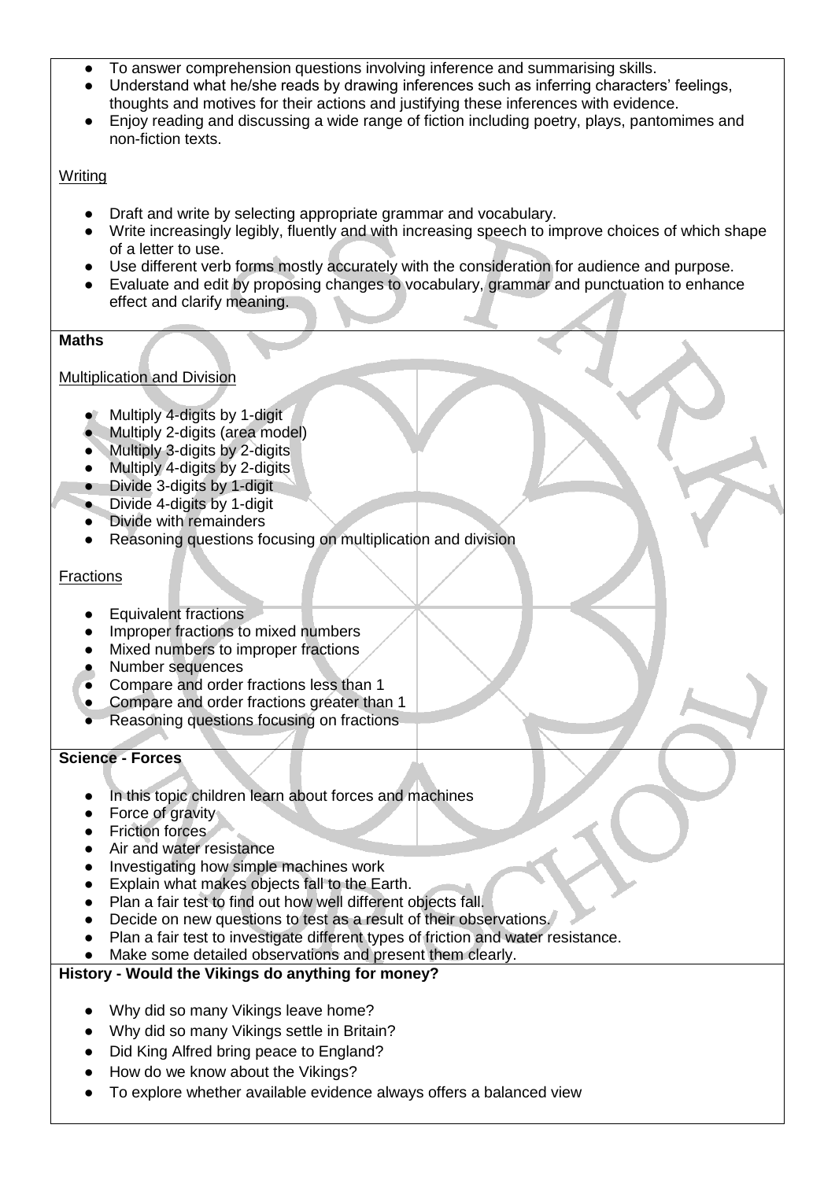- To answer comprehension questions involving inference and summarising skills.
- Understand what he/she reads by drawing inferences such as inferring characters' feelings, thoughts and motives for their actions and justifying these inferences with evidence.
- Enjoy reading and discussing a wide range of fiction including poetry, plays, pantomimes and non-fiction texts.

<u>Writing</u>

- Draft and write by selecting appropriate grammar and vocabulary.
- Write increasingly legibly, fluently and with increasing speech to improve choices of which shape of a letter to use.
- Use different verb forms mostly accurately with the consideration for audience and purpose.
- Evaluate and edit by proposing changes to vocabulary, grammar and punctuation to enhance effect and clarify meaning.

**Maths**

<u>Multiplication and Division</u>

- Multiply 4-digits by 1-digit
- Multiply 2-digits (area model)
- Multiply 3-digits by 2-digits
- Multiply 4-digits by 2-digits
- Divide 3-digits by 1-digit
- Divide 4-digits by 1-digit
- Divide with remainders
- Reasoning questions focusing on multiplication and division

<u>Fractions</u>

- Equivalent fractions
- Improper fractions to mixed numbers
- Mixed numbers to improper fractions
- Number sequences
- Compare and order fractions less than 1
- Compare and order fractions greater than 1
- Reasoning questions focusing on fractions

**Science - Forces**

- In this topic children learn about forces and machines
- Force of gravity
- Friction forces
- Air and water resistance
- Investigating how simple machines work
- Explain what makes objects fall to the Earth.
- Plan a fair test to find out how well different objects fall.
- Decide on new questions to test as a result of their observations.
- Plan a fair test to investigate different types of friction and water resistance.
- Make some detailed observations and present them clearly.

**History - Would the Vikings do anything for money?**

- Why did so many Vikings leave home?
- Why did so many Vikings settle in Britain?
- Did King Alfred bring peace to England?
- How do we know about the Vikings?
- To explore whether available evidence always offers a balanced view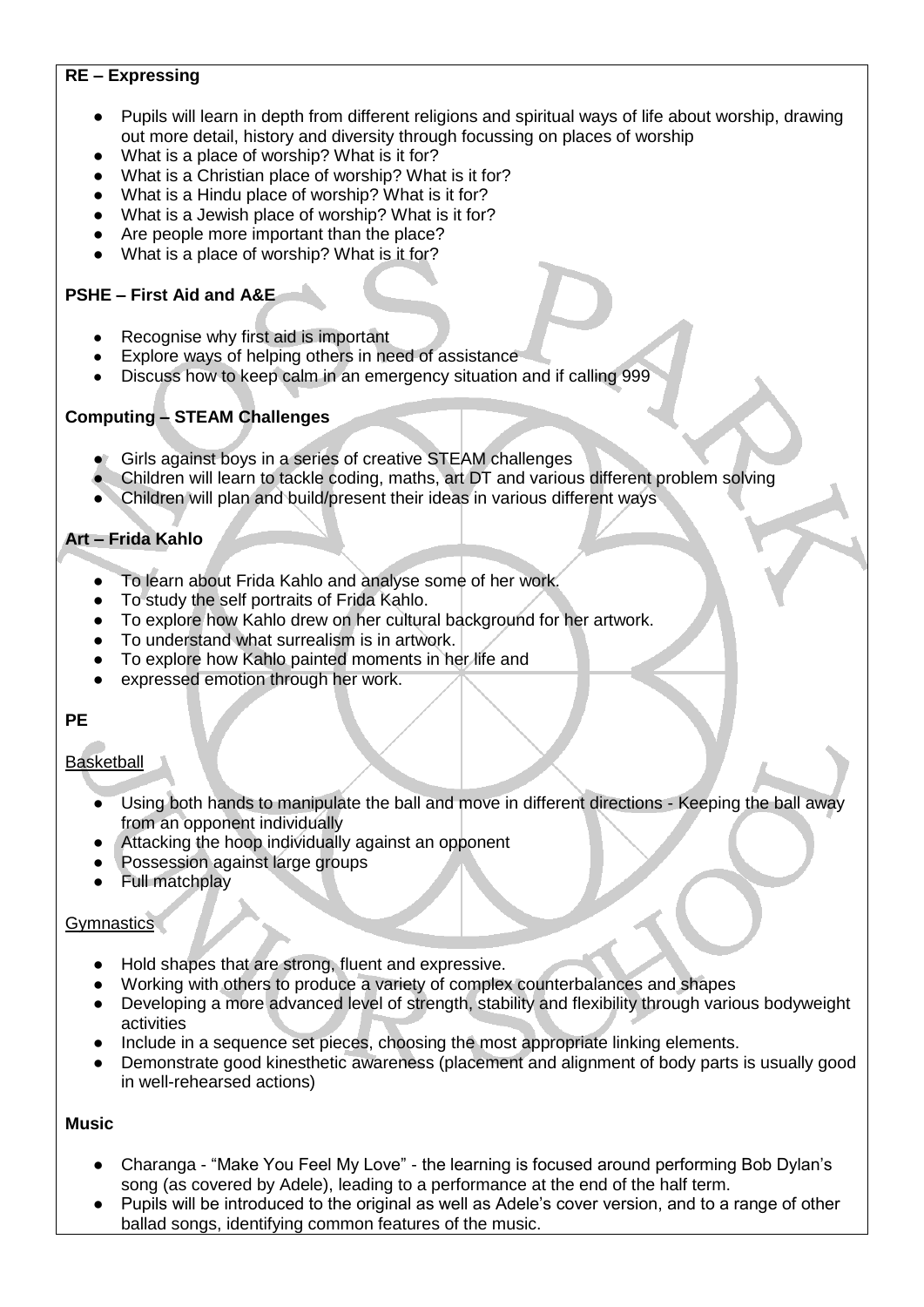**RE – Expressing**

- Pupils will learn in depth from different religions and spiritual ways of life about worship, drawing out more detail, history and diversity through focussing on places of worship
- What is a place of worship? What is it for?
- What is a Christian place of worship? What is it for?
- What is a Hindu place of worship? What is it for?
- What is a Jewish place of worship? What is it for?
- Are people more important than the place?
- What is a place of worship? What is it for?

**PSHE – First Aid and A&E**

- Recognise why first aid is important
- Explore ways of helping others in need of assistance
- Discuss how to keep calm in an emergency situation and if calling 999

**Computing – STEAM Challenges**

- Girls against boys in a series of creative STEAM challenges
- Children will learn to tackle coding, maths, art DT and various different problem solving
- Children will plan and build/present their ideas in various different ways

**Art – Frida Kahlo**

- To learn about Frida Kahlo and analyse some of her work.
- To study the self portraits of Frida Kahlo.
- To explore how Kahlo drew on her cultural background for her artwork.
- To understand what surrealism is in artwork.
- To explore how Kahlo painted moments in her life and
- expressed emotion through her work.

**PE**

Basketball

- Using both hands to manipulate the ball and move in different directions - Keeping the ball away from an opponent individually
- Attacking the hoop individually against an opponent
- Possession against large groups
- Full matchplay

Gymnastics

- Hold shapes that are strong, fluent and expressive.
- Working with others to produce a variety of complex counterbalances and shapes
- Developing a more advanced level of strength, stability and flexibility through various bodyweight activities
- Include in a sequence set pieces, choosing the most appropriate linking elements.
- Demonstrate good kinesthetic awareness (placement and alignment of body parts is usually good in well-rehearsed actions)

**Music**

- Charanga - "Make You Feel My Love" - the learning is focused around performing Bob Dylan's song (as covered by Adele), leading to a performance at the end of the half term.
- Pupils will be introduced to the original as well as Adele's cover version, and to a range of other ballad songs, identifying common features of the music.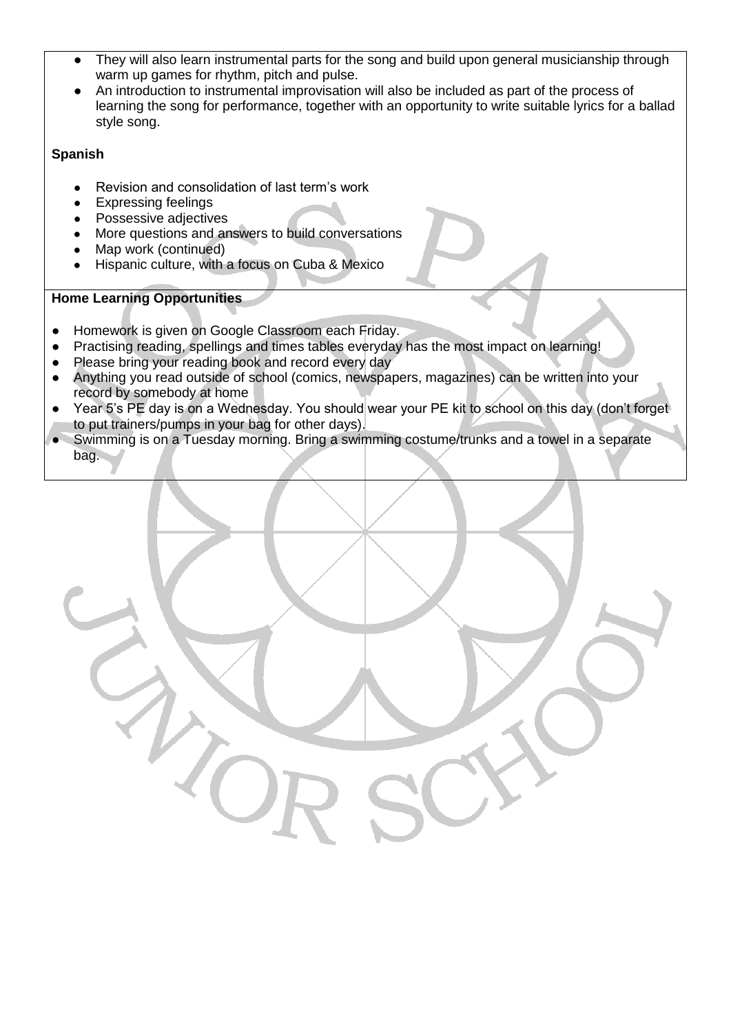- They will also learn instrumental parts for the song and build upon general musicianship through warm up games for rhythm, pitch and pulse.
- An introduction to instrumental improvisation will also be included as part of the process of learning the song for performance, together with an opportunity to write suitable lyrics for a ballad style song.

**Spanish**

- Revision and consolidation of last term's work
- Expressing feelings
- Possessive adjectives
- More questions and answers to build conversations
- Map work (continued)
- Hispanic culture, with a focus on Cuba & Mexico

**Home Learning Opportunities**

- Homework is given on Google Classroom each Friday.
- Practising reading, spellings and times tables everyday has the most impact on learning!
- Please bring your reading book and record every day
- Anything you read outside of school (comics, newspapers, magazines) can be written into your record by somebody at home
- Year 5's PE day is on a Wednesday. You should wear your PE kit to school on this day (don't forget to put trainers/pumps in your bag for other days).
- Swimming is on a Tuesday morning. Bring a swimming costume/trunks and a towel in a separate bag.